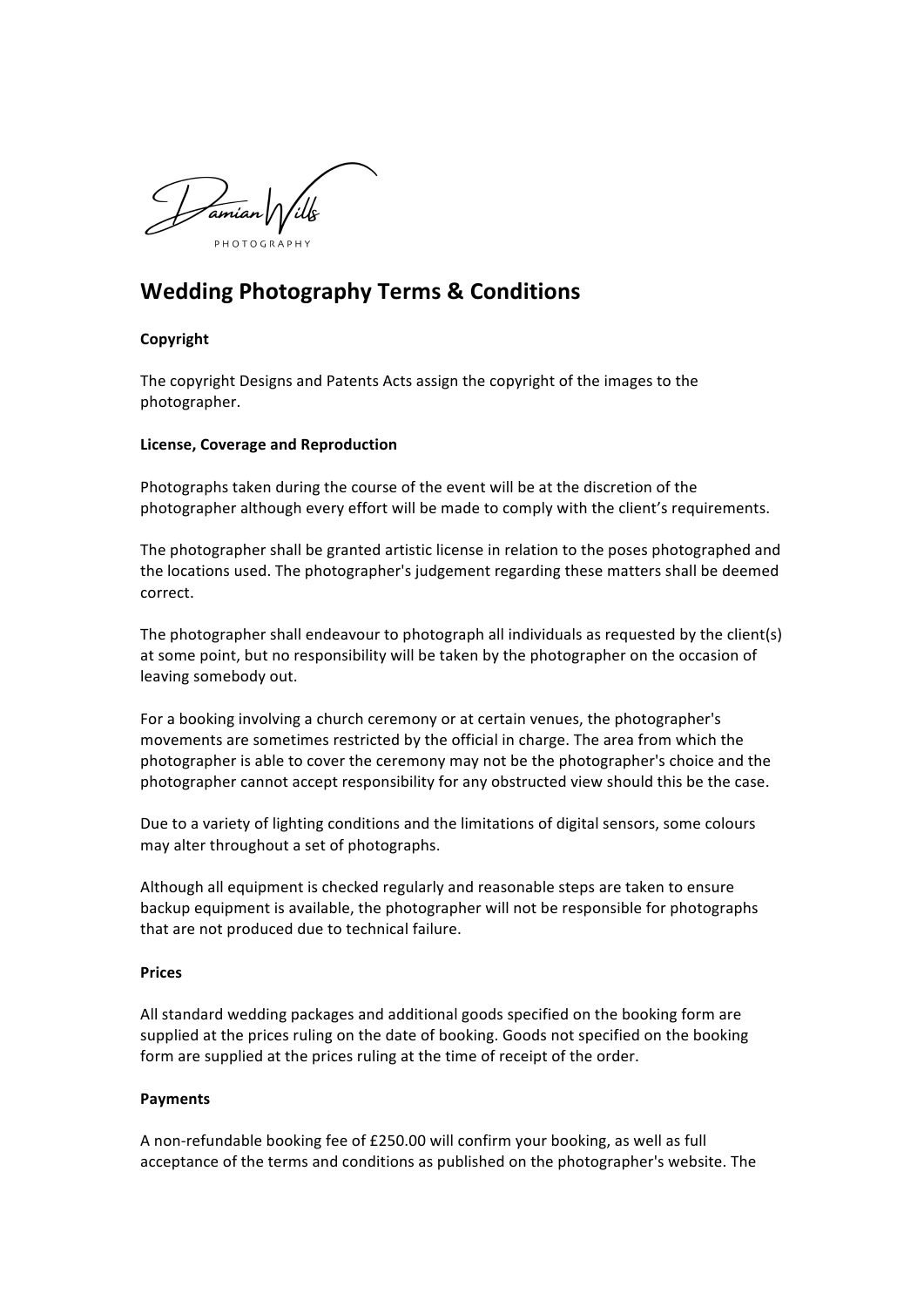Damian Wills

PHOTOGRAPHY

# Wedding Photography Terms & Conditions

**Copyright**

The copyright Designs and Patents Acts assign the copyright of the images to the photographer.

**License, Coverage and Reproduction**

Photographs taken during the course of the event will be at the discretion of the photographer although every effort will be made to comply with the client's requirements.

The photographer shall be granted artistic license in relation to the poses photographed and the locations used. The photographer's judgement regarding these matters shall be deemed correct.

The photographer shall endeavour to photograph all individuals as requested by the client(s) at some point, but no responsibility will be taken by the photographer on the occasion of leaving somebody out.

For a booking involving a church ceremony or at certain venues, the photographer's movements are sometimes restricted by the official in charge. The area from which the photographer is able to cover the ceremony may not be the photographer's choice and the photographer cannot accept responsibility for any obstructed view should this be the case.

Due to a variety of lighting conditions and the limitations of digital sensors, some colours may alter throughout a set of photographs.

Although all equipment is checked regularly and reasonable steps are taken to ensure backup equipment is available, the photographer will not be responsible for photographs that are not produced due to technical failure.

**Prices**

All standard wedding packages and additional goods specified on the booking form are supplied at the prices ruling on the date of booking. Goods not specified on the booking form are supplied at the prices ruling at the time of receipt of the order.

**Payments**

A non-refundable booking fee of £250.00 will confirm your booking, as well as full acceptance of the terms and conditions as published on the photographer's website. The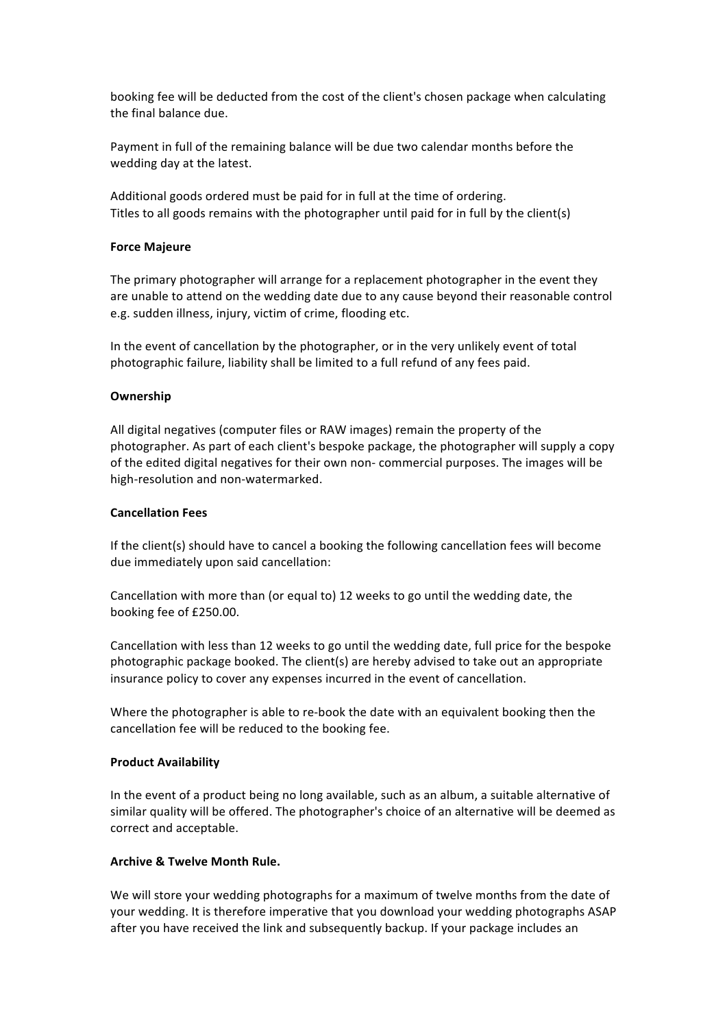booking fee will be deducted from the cost of the client's chosen package when calculating the final balance due.

Payment in full of the remaining balance will be due two calendar months before the wedding day at the latest.

Additional goods ordered must be paid for in full at the time of ordering.
Titles to all goods remains with the photographer until paid for in full by the client(s)

**Force Majeure**

The primary photographer will arrange for a replacement photographer in the event they are unable to attend on the wedding date due to any cause beyond their reasonable control e.g. sudden illness, injury, victim of crime, flooding etc.

In the event of cancellation by the photographer, or in the very unlikely event of total photographic failure, liability shall be limited to a full refund of any fees paid.

**Ownership**

All digital negatives (computer files or RAW images) remain the property of the photographer. As part of each client's bespoke package, the photographer will supply a copy of the edited digital negatives for their own non- commercial purposes. The images will be high-resolution and non-watermarked.

**Cancellation Fees**

If the client(s) should have to cancel a booking the following cancellation fees will become due immediately upon said cancellation:

Cancellation with more than (or equal to) 12 weeks to go until the wedding date, the booking fee of £250.00.

Cancellation with less than 12 weeks to go until the wedding date, full price for the bespoke photographic package booked. The client(s) are hereby advised to take out an appropriate insurance policy to cover any expenses incurred in the event of cancellation.

Where the photographer is able to re-book the date with an equivalent booking then the cancellation fee will be reduced to the booking fee.

**Product Availability**

In the event of a product being no long available, such as an album, a suitable alternative of similar quality will be offered. The photographer's choice of an alternative will be deemed as correct and acceptable.

**Archive & Twelve Month Rule.**

We will store your wedding photographs for a maximum of twelve months from the date of your wedding. It is therefore imperative that you download your wedding photographs ASAP after you have received the link and subsequently backup. If your package includes an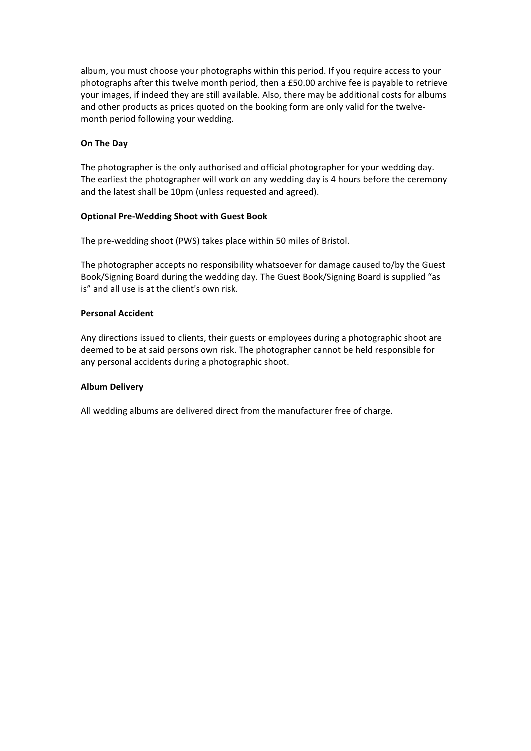album, you must choose your photographs within this period. If you require access to your photographs after this twelve month period, then a £50.00 archive fee is payable to retrieve your images, if indeed they are still available. Also, there may be additional costs for albums and other products as prices quoted on the booking form are only valid for the twelve-month period following your wedding.

**On The Day**

The photographer is the only authorised and official photographer for your wedding day. The earliest the photographer will work on any wedding day is 4 hours before the ceremony and the latest shall be 10pm (unless requested and agreed).

**Optional Pre-Wedding Shoot with Guest Book**

The pre-wedding shoot (PWS) takes place within 50 miles of Bristol.

The photographer accepts no responsibility whatsoever for damage caused to/by the Guest Book/Signing Board during the wedding day. The Guest Book/Signing Board is supplied "as is" and all use is at the client's own risk.

**Personal Accident**

Any directions issued to clients, their guests or employees during a photographic shoot are deemed to be at said persons own risk. The photographer cannot be held responsible for any personal accidents during a photographic shoot.

**Album Delivery**

All wedding albums are delivered direct from the manufacturer free of charge.